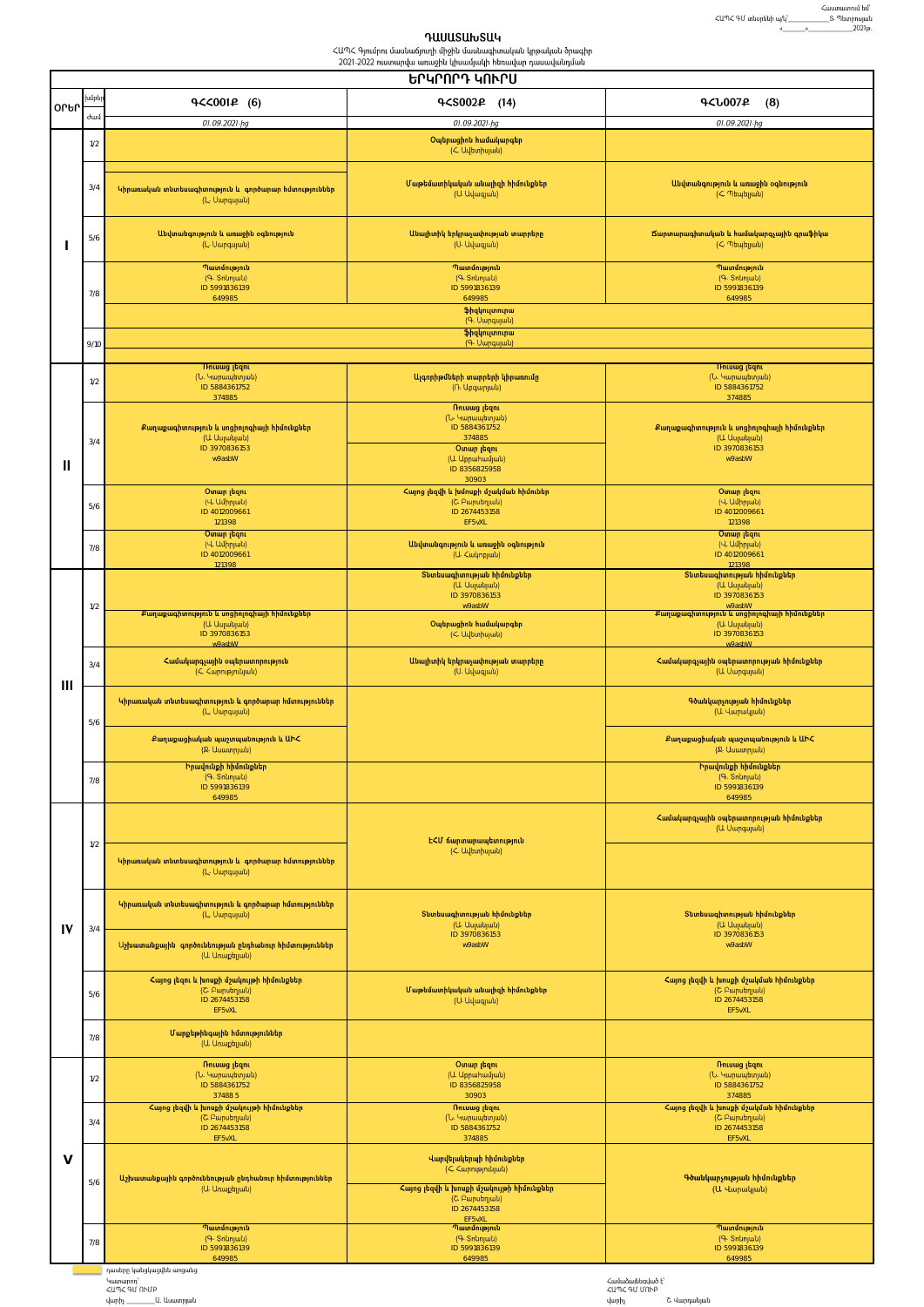Հաստատում եմ՝
ՀԱՊՀ ԳՄ տնօրենի պ/կ՝____________Տ. Պետրոսյան
«_______»______________2021թ.

# ԴԱՍԱՑՈՒՑԱԿ

ՀԱՊՀ Գյումրու մասնաճյուղի միջին մասնագիտական կրթական ծրագիր
2021-2022 ուսումնական տարվա առաջին կիսամյակի հեռակա դասավանդման

## ԵՐԿՐՈՐԴ ԿՈՒՐՍ

| Օրեր | Ժամ | ԳՀՀ001Բ (6) | ԳՀՏ002Բ (14) | ԳՀԼ007Բ (8) |
|---|---|---|---|---|
| | | 01.09.2021-ից | 01.09.2021-ից | 01.09.2021-ից |
| I | 1/2 | | Օպերացիոն համակարգեր (Հ. Ավետիսյան) | |
| | 3/4 | Կիրառական տնտեսագիտություն և գործարար հմտություններ (Լ. Սարգսյան) | Մաթեմատիկական անալիզի հիմունքներ (Ա. Ավագյան) | Անվտանգություն և առաջին օգնություն (Հ. Պեպելյան) |
| | 5/6 | Անվտանգություն և առաջին օգնություն (Լ. Սարգսյան) | Անալիտիկ երկրաչափության տարրերը (Ա. Ավագյան) | Ճարտարագիտական և համակարգչային գրաֆիկա (Հ. Պեպելյան) |
| | 7/8 | Պատմություն (Գ. Տոնոյան) ID 5991836139 649985 | Պատմություն (Գ. Տոնոյան) ID 5991836139 649985 | Պատմություն (Գ. Տոնոյան) ID 5991836139 649985 |
| | | Ֆիզկուլտուրա (Գ. Սարգսյան) | | |
| | 9/10 | Ֆիզկուլտուրա (Գ. Սարգսյան) | | |
| II | 1/2 | Ռուսաց լեզու (Ն. Կարապետյան) ID 5884361752 374885 | Ալգորիթմների տարրերի կիրառումը (Ռ. Աբգարյան) | Ռուսաց լեզու (Ն. Կարապետյան) ID 5884361752 374885 |
| | 3/4 | Քաղաքագիտություն և սոցիոլոգիայի հիմունքներ (Ա. Ասլանյան) ID 3970836153 w9asbW | Ռուսաց լեզու (Ն. Կարապետյան) ID 5884361752 374885 / Օտար լեզու (Ա. Աբրահամյան) ID 8356825958 30903 | Քաղաքագիտություն և սոցիոլոգիայի հիմունքներ (Ա. Ասլանյան) ID 3970836153 w9asbW |
| | 5/6 | Օտար լեզու (Վ. Ամիրյան) ID 4012009661 121398 | Հայոց լեզվի և խոսքի մշակման հիմունքներ (Շ. Բաբսեյան) ID 2674453158 EF5vXL | Օտար լեզու (Վ. Ամիրյան) ID 4012009661 121398 |
| | 7/8 | Օտար լեզու (Վ. Ամիրյան) ID 4012009661 121398 | Անվտանգություն և առաջին օգնություն (Ա. Հակոբյան) | Օտար լեզու (Վ. Ամիրյան) ID 4012009661 121398 |
| III | 1/2 | | Տնտեսագիտության հիմունքներ (Ա. Ասլանյան) ID 3970836153 w9asbW | Տնտեսագիտության հիմունքներ (Ա. Ասլանյան) ID 3970836153 w9asbW |
| | | Քաղաքագիտություն և սոցիոլոգիայի հիմունքներ (Ա. Ասլանյան) ID 3970836153 w9asbW | Օպերացիոն համակարգեր (Հ. Ավետիսյան) | Քաղաքագիտություն և սոցիոլոգիայի հիմունքներ (Ա. Ասլանյան) ID 3970836153 w9asbW |
| | 3/4 | Համակարգչային օպերատորություն (Հ. Հարությունյան) | Անալիտիկ երկրաչափության տարրերը (Ա. Ավագյան) | Համակարգչային օպերատորության հիմունքներ (Ա. Սարգսյան) |
| | 5/6 | Կիրառական տնտեսագիտություն և գործարար հմտություններ (Լ. Սարգսյան) | | Գծանկարչության հիմունքներ (Ա. Վարակյան) |
| | | Քաղաքացիական պաշտպանություն և ԱԻՀ (Ֆ. Աստվածյան) | | Քաղաքացիական պաշտպանություն և ԱԻՀ (Ֆ. Աստվածյան) |
| | 7/8 | Իրավունքի հիմունքներ (Գ. Տոնոյան) ID 5991836139 649985 | | Իրավունքի հիմունքներ (Գ. Տոնոյան) ID 5991836139 649985 |
| IV | 1/2 | | ԷՀՄ ճարտարապետություն (Հ. Ավետիսյան) | Համակարգչային օպերատորության հիմունքներ (Ա. Սարգսյան) |
| | | Կիրառական տնտեսագիտություն և գործարար հմտություններ (Լ. Սարգսյան) | | |
| | 3/4 | Կիրառական տնտեսագիտություն և գործարար հմտություններ (Լ. Սարգսյան) | Տնտեսագիտության հիմունքներ (Ա. Ասլանյան) ID 3970836153 w9asbW | Տնտեսագիտության հիմունքներ (Ա. Ասլանյան) ID 3970836153 w9asbW |
| | | Աշխատանքային գործունեության ընդհանուր հմտություններ (Ա. Առաքելյան) | | |
| | 5/6 | Հայոց լեզու և խոսքի մշակույթի հիմունքներ (Շ. Բաբսեյան) ID 2674453158 EF5vXL | Մաթեմատիկական անալիզի հիմունքներ (Ա. Ավագյան) | Հայոց լեզվի և խոսքի մշակման հիմունքներ (Շ. Բաբսեյան) ID 2674453158 EF5vXL |
| | 7/8 | Մարքեթինգային հմտություններ (Ա. Առաքելյան) | | |
| V | 1/2 | Ռուսաց լեզու (Ն. Կարապետյան) ID 5884361752 37488 5 | Օտար լեզու (Ա. Աբրահամյան) ID 8356825958 30903 | Ռուսաց լեզու (Ն. Կարապետյան) ID 5884361752 374885 |
| | 3/4 | Հայոց լեզվի և խոսքի մշակույթի հիմունքներ (Շ. Բաբսեյան) ID 2674453158 EF5vXL | Ռուսաց լեզու (Ն. Կարապետյան) ID 5884361752 374885 | Հայոց լեզվի և խոսքի մշակման հիմունքներ (Շ. Բաբսեյան) ID 2674453158 EF5vXL |
| | 5/6 | Աշխատանքային գործունեության ընդհանուր հմտություններ (Ա. Առաքելյան) | Վարվելակերպի հիմունքներ (Հ. Հարությունյան) / Հայոց լեզվի և խոսքի մշակույթի հիմունքներ (Շ. Բաբսեյան) ID 2674453158 EF5vXL | Գծանկարչության հիմունքներ (Ա. Վարակյան) |
| | 7/8 | Պատմություն (Գ. Տոնոյան) ID 5991836139 649985 | Պատմություն (Գ. Տոնոյան) ID 5991836139 649985 | Պատմություն (Գ. Տոնոյան) ID 5991836139 649985 |

դասերը կանցկացվեն առցանց

Կազմող՝
ՀԱՊՀ ԳՄ ՈՒՄԲ
վարիչ _________Ա. Աստվածյան

Համաձայնեցված է՝
ՀԱՊՀ ԳՄ ՄՈՒԲ
վարիչ Շ. Վարդանյան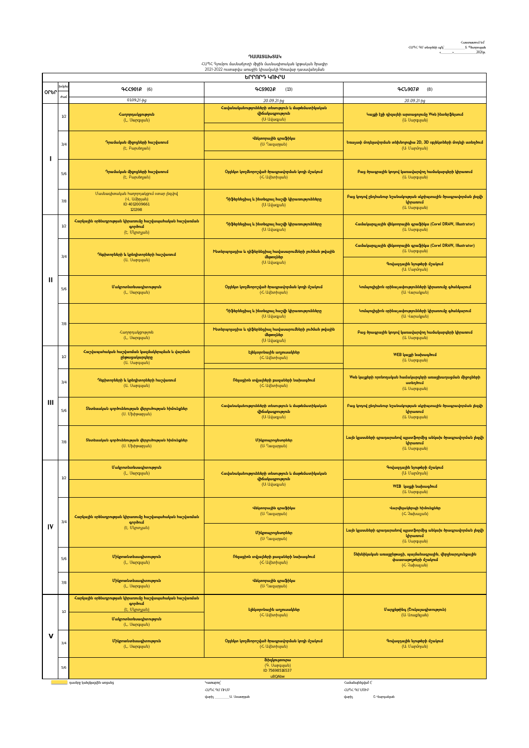Հաստատում եմ՝
ՀՊՊՀ ԳՄ տնօրենի պ/կ՝ ____________ Տ. Պետրոսյան
«______»____________2021թ.

# ԴԱՍԱՑՈՒՑԱԿ

ՀՊՊՀ Գյումրու մասնաճյուղի միջին մասնագիտական կրթական ծրագիր
2021-2022 ուստարվա առաջին կիսամյակի հեռավար դասավանդման

## ԵՐՐՈՐԴ ԿՈՒՐՍ

| ՕՐԵՐ | խմբեր / ժամ | ԳՀՀ901Բ (6) | ԳՀՏ902Բ (13) | ԳՀՆ907Բ (8) |
|---|---|---|---|---|
| | | 01.09.21-ից | 20.09.21-ից | 20.09.21-ից |
| I | 1/2 | Հաշվապահություն (Լ. Սարգսյան) | Հավանականությունների տեսություն և մաթեմատիկական վիճակագրություն (Մ. Ավագյան) | Կայքի էջի դիզայնի արտացոլումը Web ինտերֆեյսում (Ա. Սարգսյան) |
| | 3/4 | Դրամական միջոցների հաշվառում (Է. Բաբանյան) | Վեկտորային գրաֆիկա (Մ. Ղազարյան) | Եռաչափ մոդելավորման տեխնոլոգիա 2D, 3D օբյեկտների մոդելի ստեղծում (Ա. Մարտոյան) |
| | 5/6 | Դրամական միջոցների հաշվառում (Է. Բաբանյան) | Օբյեկտ կողմնորոշված ծրագրավորման լեզվի մշակում (Հ. Ավետիսյան) | Բաց ծրագրային կոդով կառավարվող համակարգերի կիրառում (Ա. Սարգսյան) |
| | 7/8 | Մասնագիտական հաղորդակցում օտար լեզվով (Վ. Ամիրյան) ID 4012009661 121398 | Դիֆերենցիալ և ինտեգրալ հաշվի կիրառությունները (Մ. Ավագյան) | Բաց կոդով ընդհանուր նշանակության սկրիպտային ծրագրավորման լեզվի կիրառում (Ա. Սարգսյան) |
| II | 1/2 | Հարկային օրենսդրության կիրառումը հաշվապահական հաշվառման գործում (Է. Մկրտչյան) | Դիֆերենցիալ և ինտեգրալ հաշվի կիրառությունները (Մ. Ավագյան) | Համակարգչային վեկտորային գրաֆիկա (Corel DRAW, Illustrator) (Ա. Սարգսյան) |
| | 3/4 | Դեբիտորների և կրեդիտորների հաշվառում (Ա. Սարգսյան) | Ինտերպոլյացիա և դիֆերենցիալ հավասարումների լուծման թվային մեթոդներ (Մ. Ավագյան) | Համակարգչային վեկտորային գրաֆիկա (Corel DRAW, Illustrator) (Ա. Սարգսյան) |
| | | | | Գովազդային նյութերի մշակում (Ա. Մարտոյան) |
| | 5/6 | Մակրոտնտեսագիտություն (Լ. Սարգսյան) | Օբյեկտ կողմնորոշված ծրագրավորման լեզվի մշակում (Հ. Ավետիսյան) | Կոմպոզիցիոն օրինաչափությունների կիրառումը գծանկարում (Ա. Վարդանյան) |
| | 7/8 | | Դիֆերենցիալ և ինտեգրալ հաշվի կիրառությունները (Մ. Ավագյան) | Կոմպոզիցիոն օրինաչափությունների կիրառումը գծանկարում (Ա. Վարդանյան) |
| | | Հաղորդակցություն (Լ. Սարգսյան) | Ինտերպոլյացիա և դիֆերենցիալ հավասարումների լուծման թվային մեթոդներ (Մ. Ավագյան) | Բաց ծրագրային կոդով կառավարվող համակարգերի կիրառում (Ա. Սարգսյան) |
| III | 1/2 | Հաշվապահական հաշվառման կազմակերպման և վարման ընթացակարգերը (Ա. Սարգսյան) | Էլեկտրոնային աղյուսակներ (Հ. Ավետիսյան) | WEB կայքի նախագծում (Ա. Սարգսյան) |
| | 3/4 | Դեբիտորների և կրեդիտորների հաշվառում (Ա. Սարգսյան) | Ռելյացիոն տվյալների բազաների նախագծում (Հ. Ավետիսյան) | Web կայքերի որոնողական համակարգերի առաջխաղացման միջոցների ստեղծում (Ա. Սարգսյան) |
| | 5/6 | Տնտեսական գործունեության վերլուծության հիմունքներ (Ս. Մխիթարյան) | Հավանականությունների տեսություն և մաթեմատիկական վիճակագրություն (Մ. Ավագյան) | Բաց կոդով ընդհանուր նշանակության սկրիպտային ծրագրավորման լեզվի կիրառում (Ա. Սարգսյան) |
| | 7/8 | Տնտեսական գործունեության վերլուծության հիմունքներ (Ս. Մխիթարյան) | Միկրոպրոցեսորներ (Մ. Ղազարյան) | Լայն կլասսների գրադարանով պլատֆորմից անկախ ծրագրավորման լեզվի կիրառում (Ա. Սարգսյան) |
| IV | 1/2 | Մակրոտնտեսագիտություն (Լ. Սարգսյան) | Հավանականությունների տեսություն և մաթեմատիկական վիճակագրություն (Մ. Ավագյան) | Գովազդային նյութերի մշակում (Ա. Մարտոյան) |
| | | | | WEB կայքի նախագծում (Ա. Սարգսյան) |
| | 3/4 | Հարկային օրենսդրության կիրառումը հաշվապահական հաշվառման գործում (Է. Մկրտչյան) | Վեկտորային գրաֆիկա (Մ. Ղազարյան) | Վարվելակերպի հիմունքներ (Հ. Չախալյան) |
| | | | Միկրոպրոցեսորներ (Մ. Ղազարյան) | Լայն կլասսների գրադարանով պլատֆորմից անկախ ծրագրավորման լեզվի կիրառում (Ա. Սարգսյան) |
| | 5/6 | Միկրոտնտեսագիտություն (Լ. Սարգսյան) | Ռելյացիոն տվյալների բազաների նախագծում (Հ. Ավետիսյան) | Տեխնիկական առաջընթացի, պայմանագրային, վերջնարդյունքային փաստաթղթերի մշակում (Հ. Չախալյան) |
| | 7/8 | Միկրոտնտեսագիտություն (Լ. Սարգսյան) | Վեկտորային գրաֆիկա (Մ. Ղազարյան) | |
| V | 1/2 | Հարկային օրենսդրության կիրառումը հաշվապահական հաշվառման գործում (Է. Մկրտչյան) | Էլեկտրոնային աղյուսակներ (Հ. Ավետիսյան) | Մարքեթինգ (Շուկայագիտություն) (Ա. Առաքելյան) |
| | | Մակրոտնտեսագիտություն (Լ. Սարգսյան) | | |
| | 3/4 | Միկրոտնտեսագիտություն (Լ. Սարգսյան) | Օբյեկտ կողմնորոշված ծրագրավորման լեզվի մշակում (Հ. Ավետիսյան) | Գովազդային նյութերի մշակում (Ա. Մարտոյան) |
| | 5/6 | Ֆիզկուլտուրա (Գ. Սարգսյան) ID 75698516537 u8QAbw | | |

դասերը կանցկացվեն առցանց

Կազմող՝
ՀՊՊՀ ԳՄ ՈՄՊ
վարիչ ________ Ա. Աստարյան

Համաձայնեցված է՝
ՀՊՊՀ ԳՄ ՄՈՒՊ
վարիչ Շ. Վարդանյան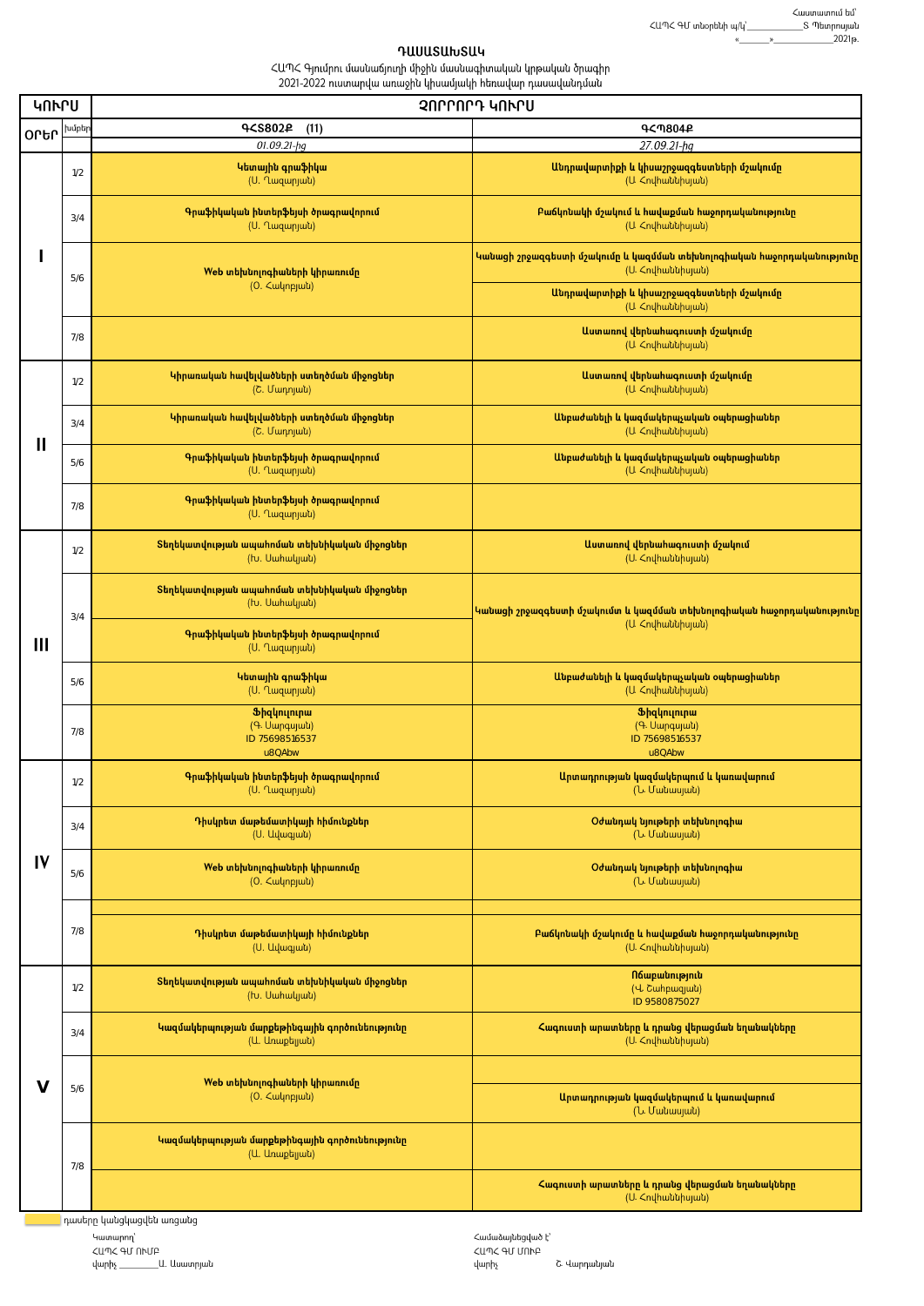Հաստատում եմ՝
ՀԱՊՀ ԳՄ տնօրենի պ/կ՝ _____________Տ. Պետրոսյան
«_______»_____________2021թ.

# ԴԱՍԱՑՈՒՑԱԿ

ՀԱՊՀ Գյումրու մասնաճյուղի միջին մասնագիտական կրթական ծրագրի
2021-2022 ուստարվա առաջին կիսամյակի հեռավար դասավանդման

| ԿՈՒՐՍ | | ՉՈՐՐՈՐԴ ԿՈՒՐՍ | |
|---|---|---|---|
| ՕՐԵՐ | ժամեր | ԳՀՏ802Ք (11) | ԳՀՊ804Ք |
| | | 01.09.21-ից | 27.09.21-ից |
| I | 1/2 | Կետային գրաֆիկա (Ս. Ղազարյան) | Անդրավարտիքի և կիսաշրջազգեստների մշակումը (Ա. Հովհաննիսյան) |
| | 3/4 | Գրաֆիկական ինտերֆեյսի ծրագրավորում (Ս. Ղազարյան) | Բաճկոնակի մշակում և հավաքման հաջորդականությունը (Ա. Հովհաննիսյան) |
| | 5/6 | Web տեխնոլոգիաների կիրառումը (Օ. Հակոբյան) | Կանացի շրջազգեստի մշակումը և կազմման տեխնոլոգիական հաջորդականությունը (Ա. Հովհաննիսյան) |
| | | | Անդրավարտիքի և կիսաշրջազգեստների մշակումը (Ա. Հովհաննիսյան) |
| | 7/8 | | Աստառով վերնահագուստի մշակումը (Ա. Հովհաննիսյան) |
| II | 1/2 | Կիրառական հավելվածների ստեղծման միջոցներ (Շ. Մադոյան) | Աստառով վերնահագուստի մշակումը (Ա. Հովհաննիսյան) |
| | 3/4 | Կիրառական հավելվածների ստեղծման միջոցներ (Շ. Մադոյան) | Անբաժանելի և կազմակերպչական օպերացիաներ (Ա. Հովհաննիսյան) |
| | 5/6 | Գրաֆիկական ինտերֆեյսի ծրագրավորում (Ս. Ղազարյան) | Անբաժանելի և կազմակերպչական օպերացիաներ (Ա. Հովհաննիսյան) |
| | 7/8 | Գրաֆիկական ինտերֆեյսի ծրագրավորում (Ս. Ղազարյան) | |
| III | 1/2 | Տեղեկատվության պաշտպան տեխնիկական միջոցներ (Խ. Սահակյան) | Աստառով վերնահագուստի մշակում (Ա. Հովհաննիսյան) |
| | 3/4 | Տեղեկատվության պաշտպան տեխնիկական միջոցներ (Խ. Սահակյան) | Կանացի շրջազգեստի մշակումն և կազմման տեխնոլոգիական հաջորդականությունը (Ա. Հովհաննիսյան) |
| | | Գրաֆիկական ինտերֆեյսի ծրագրավորում (Ս. Ղազարյան) | |
| | 5/6 | Կետային գրաֆիկա (Ս. Ղազարյան) | Անբաժանելի և կազմակերպչական օպերացիաներ (Ա. Հովհաննիսյան) |
| | 7/8 | Ֆիզկուլտուրա (Գ. Սարգսյան) ID 75698516537 u8QAbw | Ֆիզկուլտուրա (Գ. Սարգսյան) ID 75698516537 u8QAbw |
| IV | 1/2 | Գրաֆիկական ինտերֆեյսի ծրագրավորում (Ս. Ղազարյան) | Արտադրության կազմակերպում և կառավարում (Ն. Մանասյան) |
| | 3/4 | Դիսկրետ մաթեմատիկայի հիմունքներ (Ս. Ավագյան) | Օժանդակ նյութերի տեխնոլոգիա (Ն. Մանասյան) |
| | 5/6 | Web տեխնոլոգիաների կիրառումը (Օ. Հակոբյան) | Օժանդակ նյութերի տեխնոլոգիա (Ն. Մանասյան) |
| | 7/8 | Դիսկրետ մաթեմատիկայի հիմունքներ (Ս. Ավագյան) | Բաճկոնակի մշակումը և հավաքման հաջորդականությունը (Ա. Հովհաննիսյան) |
| V | 1/2 | Տեղեկատվության պաշտպան տեխնիկական միջոցներ (Խ. Սահակյան) | Ոճաբանություն (Վ. Շահբազյան) ID 9580875027 |
| | 3/4 | Կազմակերպության մարքեթինգային գործունեությունը (Ա. Առաքելյան) | Հագուստի արատները և դրանց վերացման եղանակները (Ա. Հովհաննիսյան) |
| | 5/6 | Web տեխնոլոգիաների կիրառումը (Օ. Հակոբյան) | |
| | | | Արտադրության կազմակերպում և կառավարում (Ն. Մանասյան) |
| | 7/8 | Կազմակերպության մարքեթինգային գործունեությունը (Ա. Առաքելյան) | |
| | | | Հագուստի արատները և դրանց վերացման եղանակները (Ա. Հովհաննիսյան) |

դասերը կանցկացվեն առցանց

Կազմող՝
ՀԱՊՀ ԳՄ ՈՒՄԲ
վարիչ _________Ա. Աստոյան

Համաձայնեցված է՝
ՀԱՊՀ ԳՄ ՄՈՒԲ
վարիչ Շ. Վարդանյան